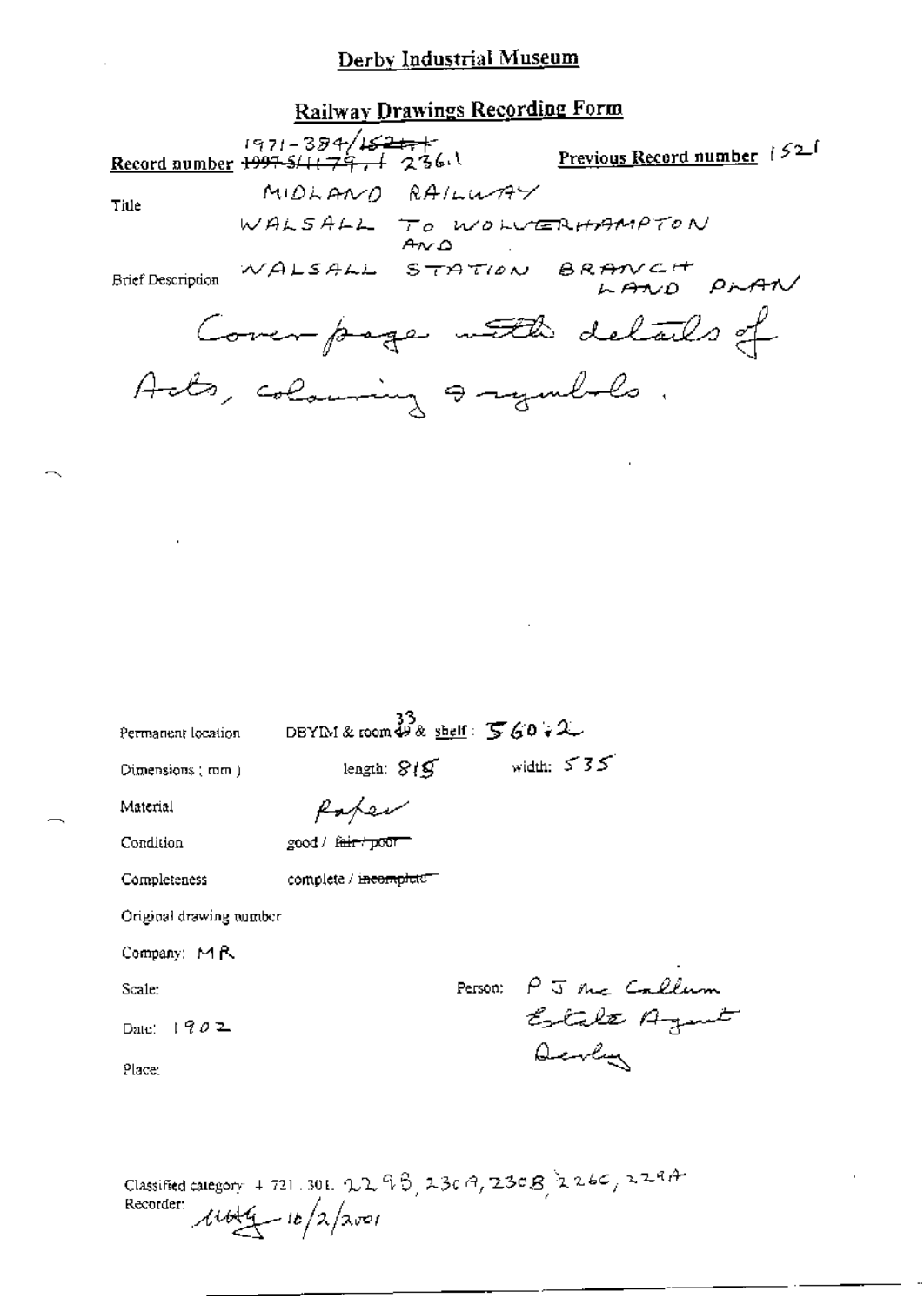# Derby Industrial Museum

## Railway Drawings Recording Form

**Record number** ~~1997-5/1179,~~ 1971-384/~~1521~~ + 236.1 **Previous Record number** 1521

Title

MIDLAND RAILWAY
WALSALL TO WOLVERHAMPTON
AND
WALSALL STATION BRANCH
LAND PLAN

Brief Description

Cover page with details of Acts, colouring & symbols.

Permanent location: DBYIM & room ~~49~~ 33 & shelf: 560 : 2

Dimensions (mm): length: 815 width: 535

Material: Paper

Condition: good / ~~fair / poor~~

Completeness: complete / ~~incomplete~~

Original drawing number

Company: MR

Scale:

Date: 1902

Place:

Person: P J Mc Callum
Estate Agent
Derby

Classified category: + 721.301. 229B, 230A, 230B, 226C, 229A

Recorder: [signature] 16/2/2001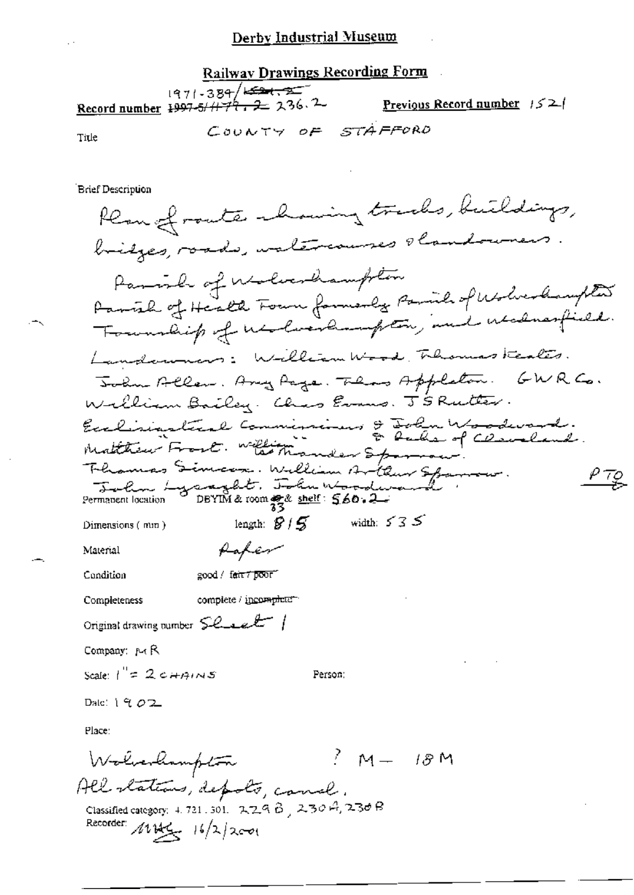# Derby Industrial Museum

## Railway Drawings Recording Form

**Record number** ~~1997-5/1177, 2~~ 1971-384/~~1521, 2~~ 236.2 **Previous Record number** 1521

**Title** COUNTY OF STAFFORD

**Brief Description**

Plan of route showing tracks, buildings, bridges, roads, watercourses & landowners.

Parish of Wolverhampton
Parish of Heath Town formerly Parish of Wolverhampton
Township of Wolverhampton, and Wednesfield.

Landowners: William Wood. Thomas Keates.
John Allen. Amy Page. Thos Appleton. GWR Co.
William Bailey. Chas Evans. J S Rutter.
Ecclesiastical Commissioners & John Woodward.
Matthew Frost. William " & Duke of Cleveland.
Wm Mander Sparrow.
Thomas Simcox. William Arthur Sparrow. PTO
John Lysaght. John Woodward.

**Permanent location** DBYIM & room ~~49~~ & 33 shelf: 560.2

**Dimensions (mm)** length: 815 width: 535

**Material** Paper

**Condition** good / ~~fair / poor~~

**Completeness** complete / ~~incomplete~~

**Original drawing number** Sheet 1

**Company:** MR

**Scale:** 1" = 2 CHAINS **Person:**

**Date:** 1902

**Place:**

Wolverhampton ? M – 18 M
All stations, depots, canal.

**Classified category:** 4.721.301. 229B, 230A, 230B

**Recorder:** MHG 16/2/2001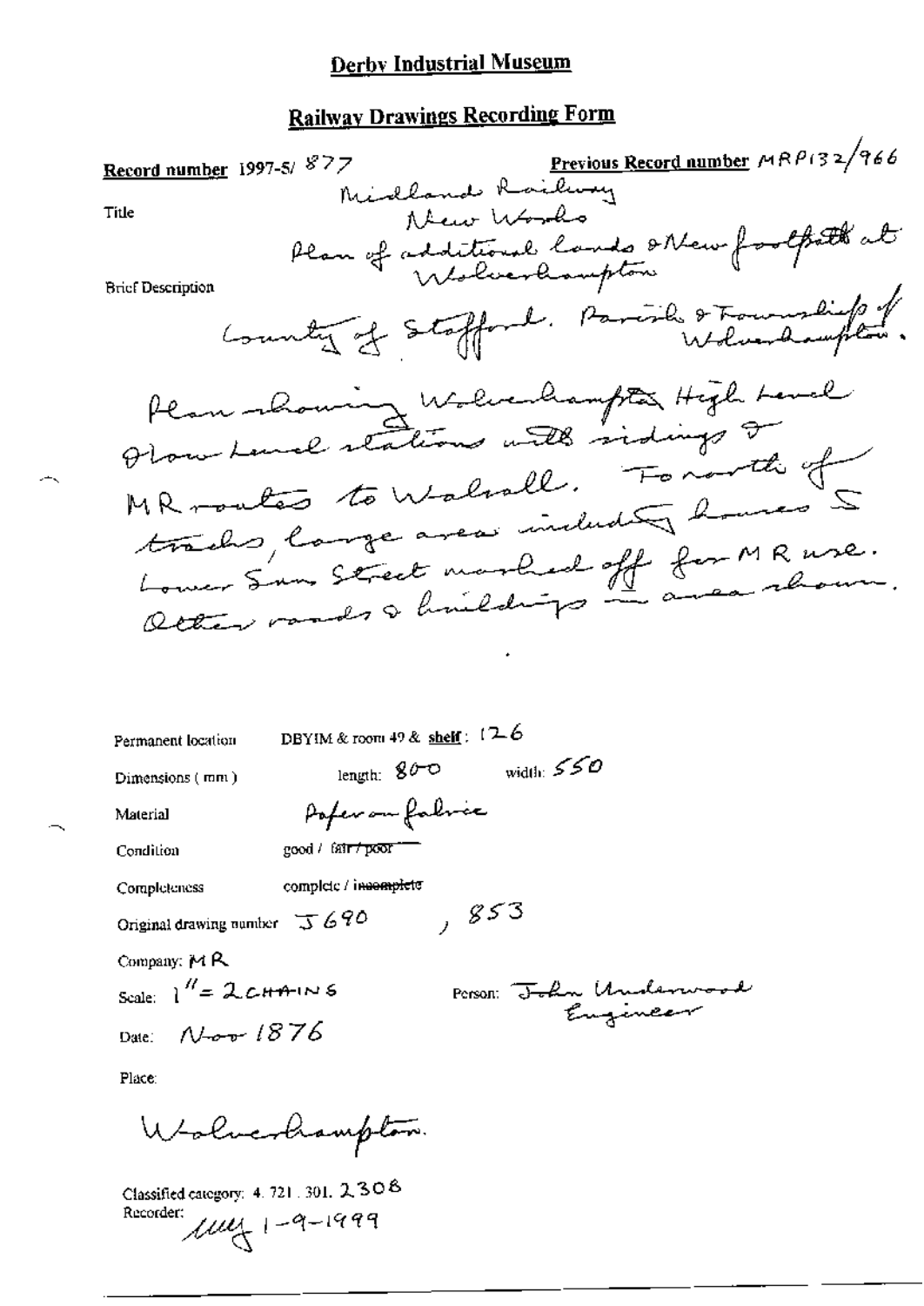# Derby Industrial Museum

## Railway Drawings Recording Form

**Record number** 1997-5/ 877

**Previous Record number** MRP132/966

Title

Midland Railway
New Works
Plan of additional lands & New footpath at Wolverhampton

Brief Description

County of Stafford. Parish & Township of Wolverhampton.

Plan showing Wolverhampton High Level & Low Level stations with sidings & MR routes to Walsall. To north of tracks, large area including houses S Lower Sun Street marked off for MR use. Other roads & buildings in area shown.

Permanent location: DBYIM & room 49 & **shelf**: 126

Dimensions (mm): length: 800 width: 550

Material: Paper on fabric

Condition: good / ~~fair / poor~~

Completeness: complete / ~~incomplete~~

Original drawing number: J 690, 853

Company: MR

Scale: 1" = 2 CHAINS

Person: John Underwood Engineer

Date: Nov 1876

Place:

Wolverhampton.

Classified category: 4. 721. 301. 2308

Recorder: MW 1-9-1999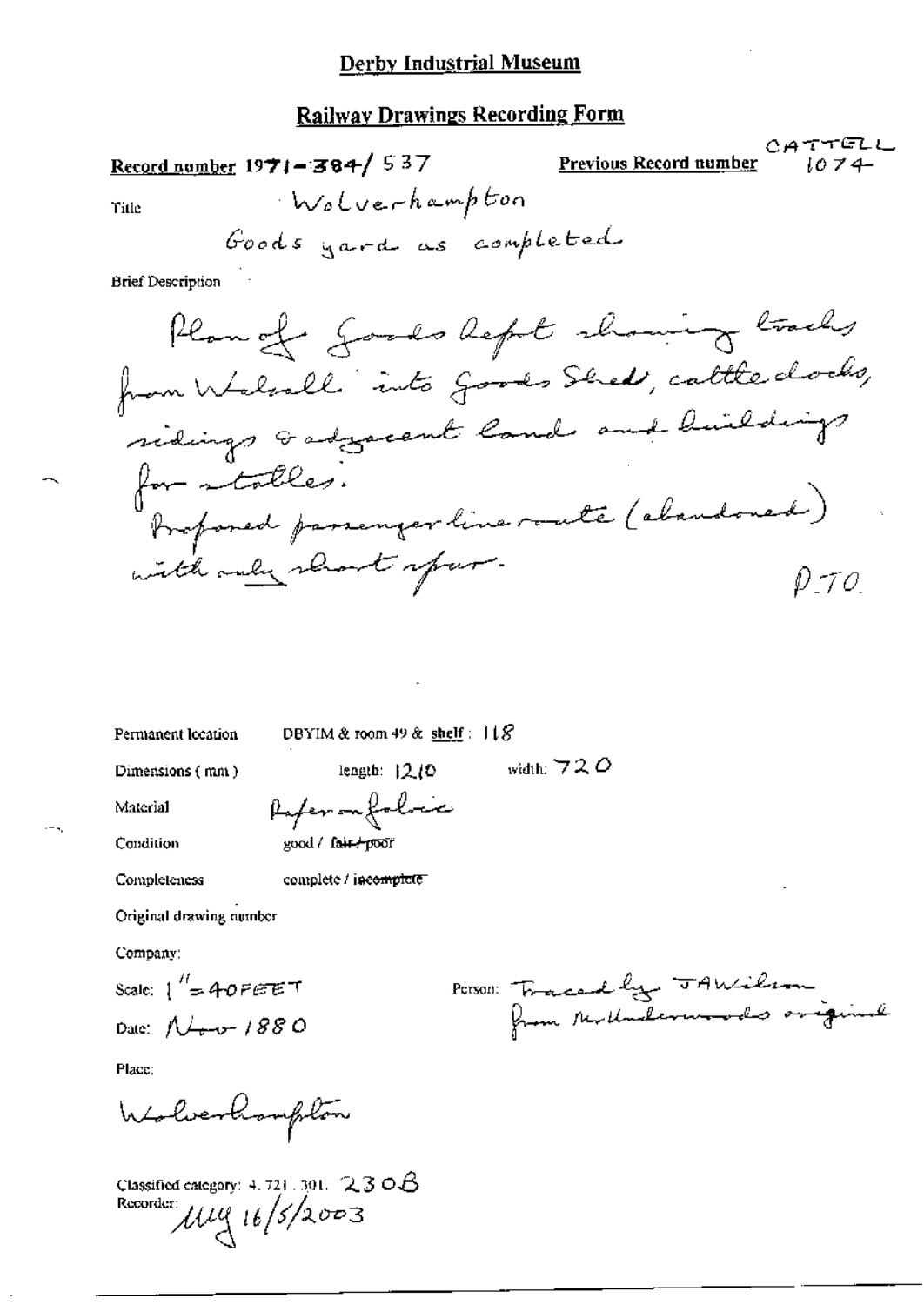# Derby Industrial Museum

## Railway Drawings Recording Form

**Record number** 1971-384/537

**Previous Record number** CATTELL 1074

Title: Wolverhampton
Goods yard as completed

Brief Description

Plan of Goods depot showing tracks from Walsall into Goods Shed, cattle docks, sidings & adjacent land and buildings for stables.
Proposed passenger line route (abandoned) with only short spur.

P.T.O.

Permanent location: DBYIM & room 49 & **shelf**: 118

Dimensions (mm): length: 1210 width: 720

Material: Paper on fabric

Condition: good / ~~fair / poor~~

Completeness: complete / ~~incomplete~~

Original drawing number

Company:

Scale: 1" = 40 FEET

Person: Traced by J A Wilson from Mr Underwoods original

Date: Nov 1880

Place:

Wolverhampton

Classified category: 4.721.301. 230B

Recorder: MG 16/5/2003